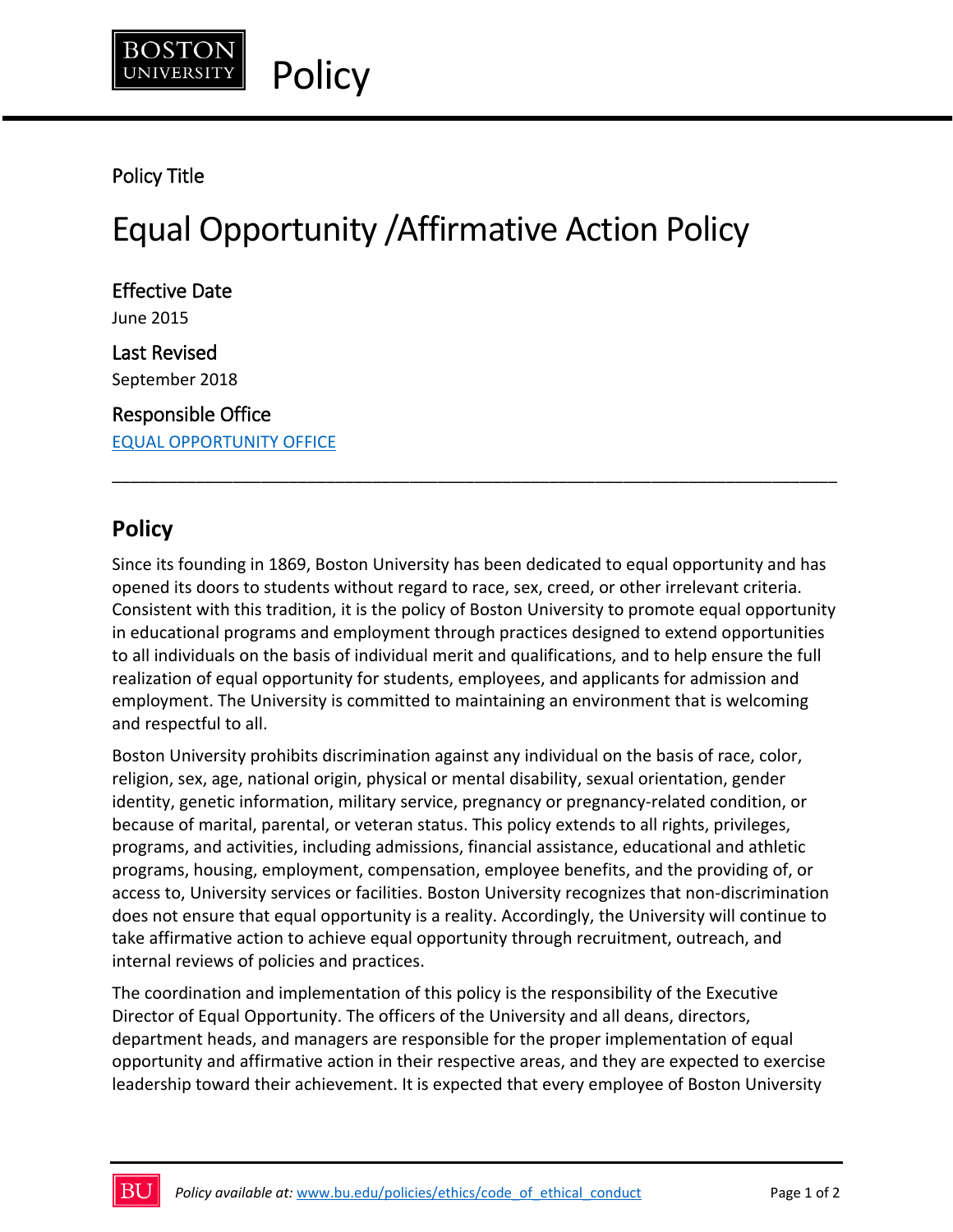Policy

Policy Title

# Equal Opportunity /Affirmative Action Policy

### Effective Date

June 2015

### Last Revised

September 2018

### Responsible Office

[EQUAL OPPORTUNITY OFFICE]

---

## Policy

Since its founding in 1869, Boston University has been dedicated to equal opportunity and has opened its doors to students without regard to race, sex, creed, or other irrelevant criteria. Consistent with this tradition, it is the policy of Boston University to promote equal opportunity in educational programs and employment through practices designed to extend opportunities to all individuals on the basis of individual merit and qualifications, and to help ensure the full realization of equal opportunity for students, employees, and applicants for admission and employment. The University is committed to maintaining an environment that is welcoming and respectful to all.

Boston University prohibits discrimination against any individual on the basis of race, color, religion, sex, age, national origin, physical or mental disability, sexual orientation, gender identity, genetic information, military service, pregnancy or pregnancy-related condition, or because of marital, parental, or veteran status. This policy extends to all rights, privileges, programs, and activities, including admissions, financial assistance, educational and athletic programs, housing, employment, compensation, employee benefits, and the providing of, or access to, University services or facilities. Boston University recognizes that non-discrimination does not ensure that equal opportunity is a reality. Accordingly, the University will continue to take affirmative action to achieve equal opportunity through recruitment, outreach, and internal reviews of policies and practices.

The coordination and implementation of this policy is the responsibility of the Executive Director of Equal Opportunity. The officers of the University and all deans, directors, department heads, and managers are responsible for the proper implementation of equal opportunity and affirmative action in their respective areas, and they are expected to exercise leadership toward their achievement. It is expected that every employee of Boston University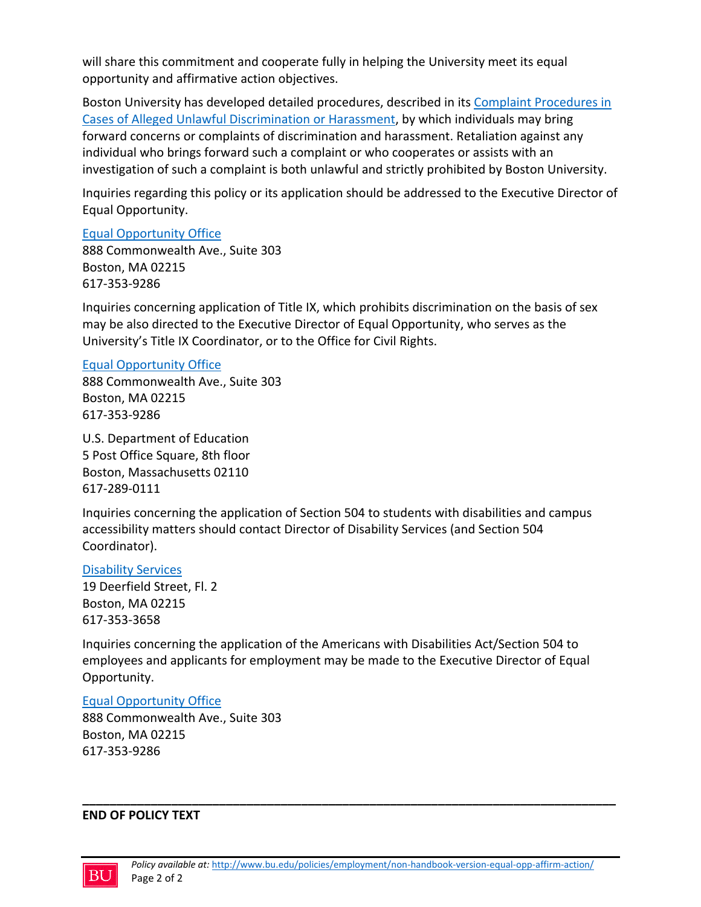will share this commitment and cooperate fully in helping the University meet its equal opportunity and affirmative action objectives.

Boston University has developed detailed procedures, described in its Complaint Procedures in Cases of Alleged Unlawful Discrimination or Harassment, by which individuals may bring forward concerns or complaints of discrimination and harassment. Retaliation against any individual who brings forward such a complaint or who cooperates or assists with an investigation of such a complaint is both unlawful and strictly prohibited by Boston University.

Inquiries regarding this policy or its application should be addressed to the Executive Director of Equal Opportunity.

Equal Opportunity Office
888 Commonwealth Ave., Suite 303
Boston, MA 02215
617-353-9286

Inquiries concerning application of Title IX, which prohibits discrimination on the basis of sex may be also directed to the Executive Director of Equal Opportunity, who serves as the University's Title IX Coordinator, or to the Office for Civil Rights.

Equal Opportunity Office
888 Commonwealth Ave., Suite 303
Boston, MA 02215
617-353-9286

U.S. Department of Education
5 Post Office Square, 8th floor
Boston, Massachusetts 02110
617-289-0111

Inquiries concerning the application of Section 504 to students with disabilities and campus accessibility matters should contact Director of Disability Services (and Section 504 Coordinator).

Disability Services
19 Deerfield Street, Fl. 2
Boston, MA 02215
617-353-3658

Inquiries concerning the application of the Americans with Disabilities Act/Section 504 to employees and applicants for employment may be made to the Executive Director of Equal Opportunity.

Equal Opportunity Office
888 Commonwealth Ave., Suite 303
Boston, MA 02215
617-353-9286

---

**END OF POLICY TEXT**

*Policy available at:* http://www.bu.edu/policies/employment/non-handbook-version-equal-opp-affirm-action/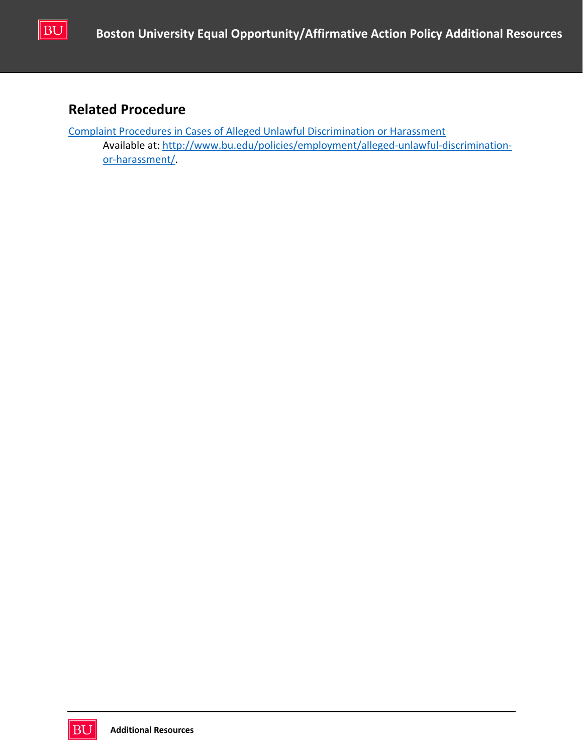## Related Procedure

[Complaint Procedures in Cases of Alleged Unlawful Discrimination or Harassment](http://www.bu.edu/policies/employment/alleged-unlawful-discrimination-or-harassment/)

Available at: http://www.bu.edu/policies/employment/alleged-unlawful-discrimination-or-harassment/.